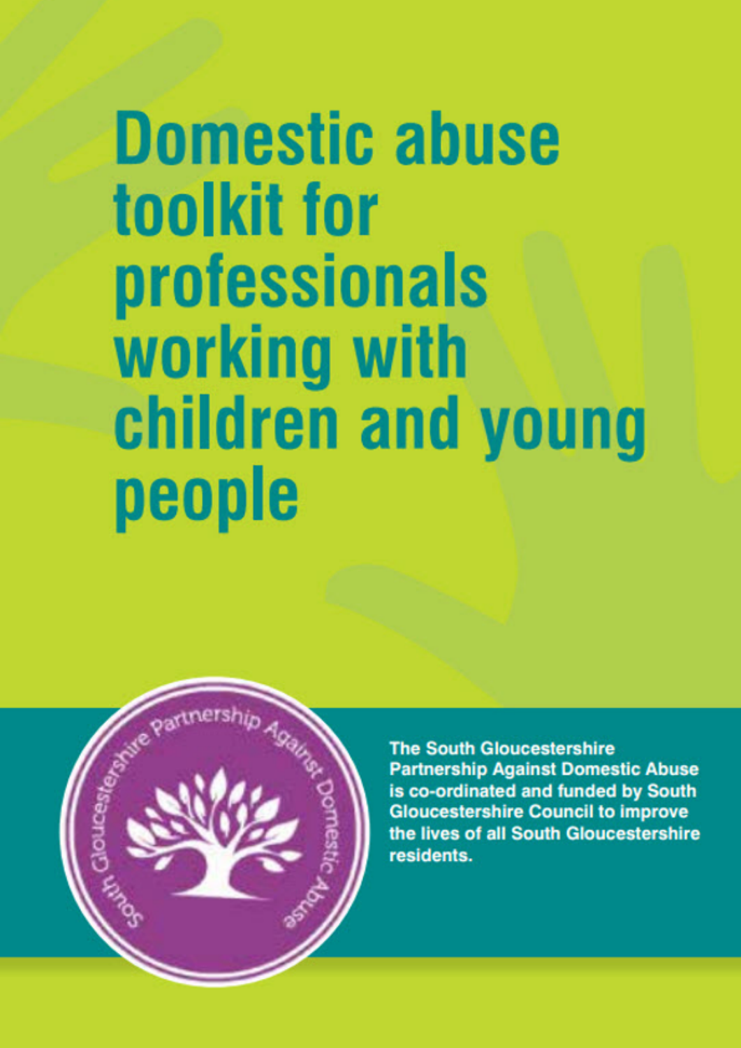# Domestic abuse toolkit for professionals working with children and young people

South Gloucestershire Partnership Against Domestic Abuse

**The South Gloucestershire Partnership Against Domestic Abuse is co-ordinated and funded by South Gloucestershire Council to improve the lives of all South Gloucestershire residents.**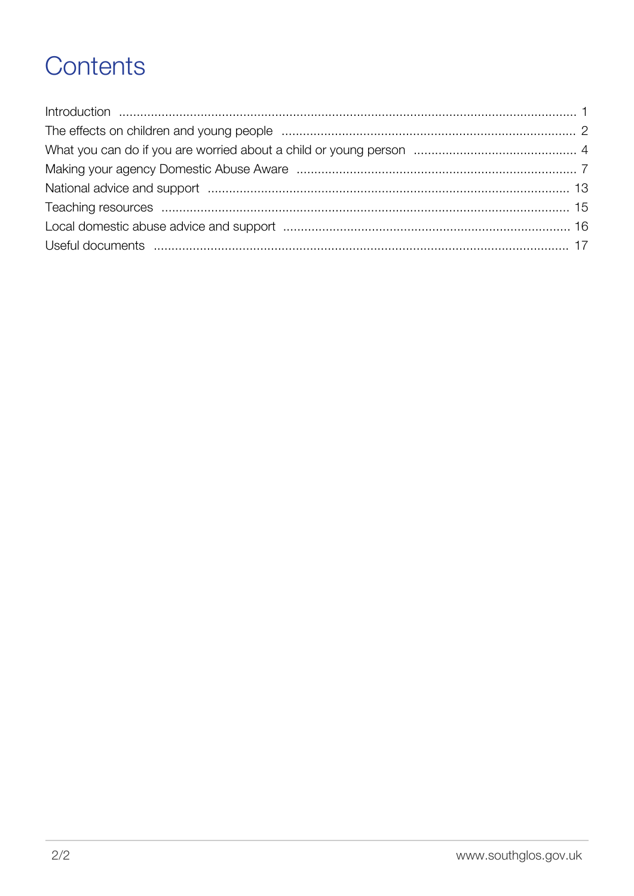# Contents

Introduction ........................................................................................................................ 1
The effects on children and young people ........................................................................ 2
What you can do if you are worried about a child or young person ................................ 4
Making your agency Domestic Abuse Aware ................................................................... 7
National advice and support ........................................................................................... 13
Teaching resources ......................................................................................................... 15
Local domestic abuse advice and support ..................................................................... 16
Useful documents ........................................................................................................... 17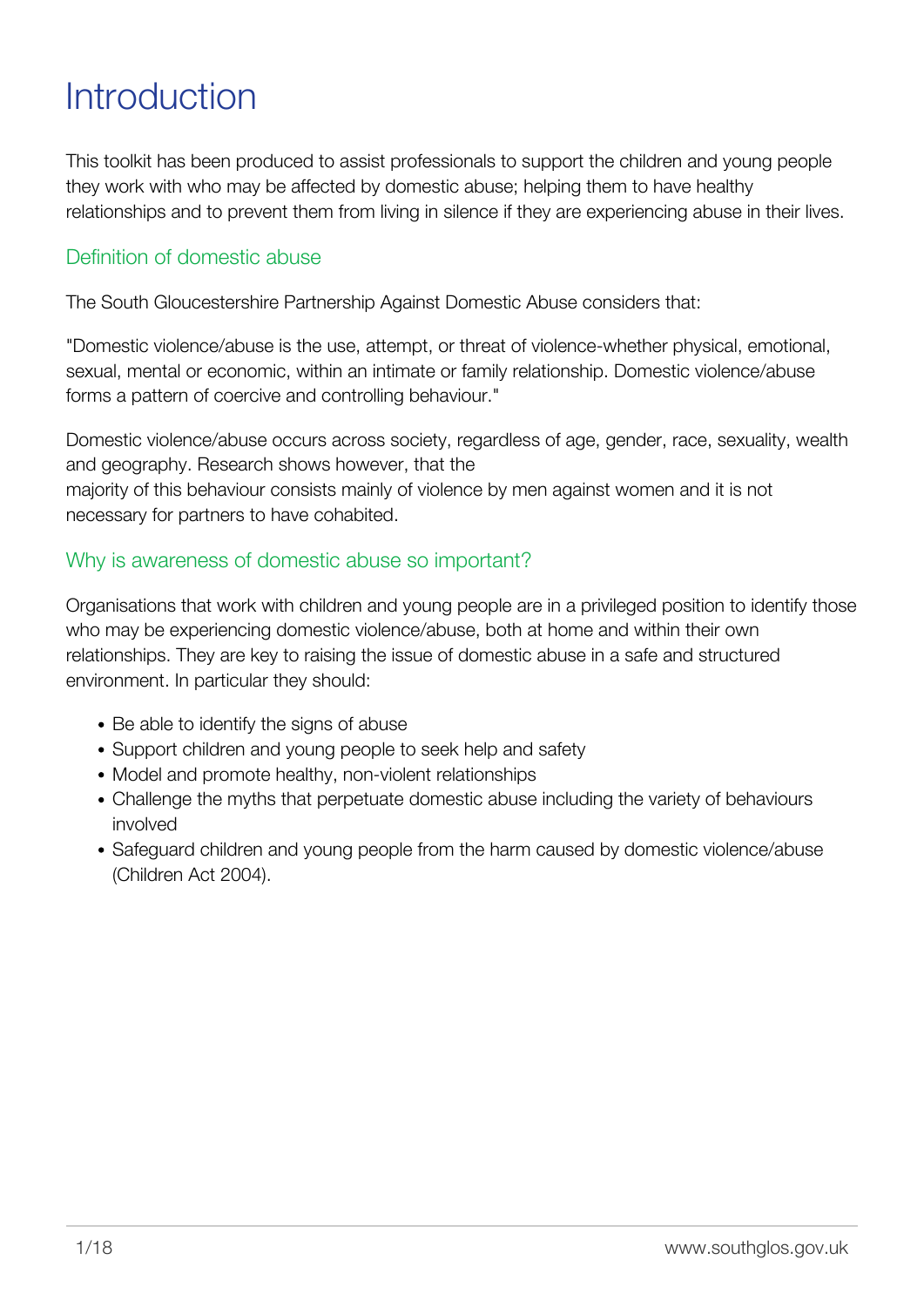# Introduction

This toolkit has been produced to assist professionals to support the children and young people they work with who may be affected by domestic abuse; helping them to have healthy relationships and to prevent them from living in silence if they are experiencing abuse in their lives.

## Definition of domestic abuse

The South Gloucestershire Partnership Against Domestic Abuse considers that:

"Domestic violence/abuse is the use, attempt, or threat of violence-whether physical, emotional, sexual, mental or economic, within an intimate or family relationship. Domestic violence/abuse forms a pattern of coercive and controlling behaviour."

Domestic violence/abuse occurs across society, regardless of age, gender, race, sexuality, wealth and geography. Research shows however, that the majority of this behaviour consists mainly of violence by men against women and it is not necessary for partners to have cohabited.

## Why is awareness of domestic abuse so important?

Organisations that work with children and young people are in a privileged position to identify those who may be experiencing domestic violence/abuse, both at home and within their own relationships. They are key to raising the issue of domestic abuse in a safe and structured environment. In particular they should:

- Be able to identify the signs of abuse
- Support children and young people to seek help and safety
- Model and promote healthy, non-violent relationships
- Challenge the myths that perpetuate domestic abuse including the variety of behaviours involved
- Safeguard children and young people from the harm caused by domestic violence/abuse (Children Act 2004).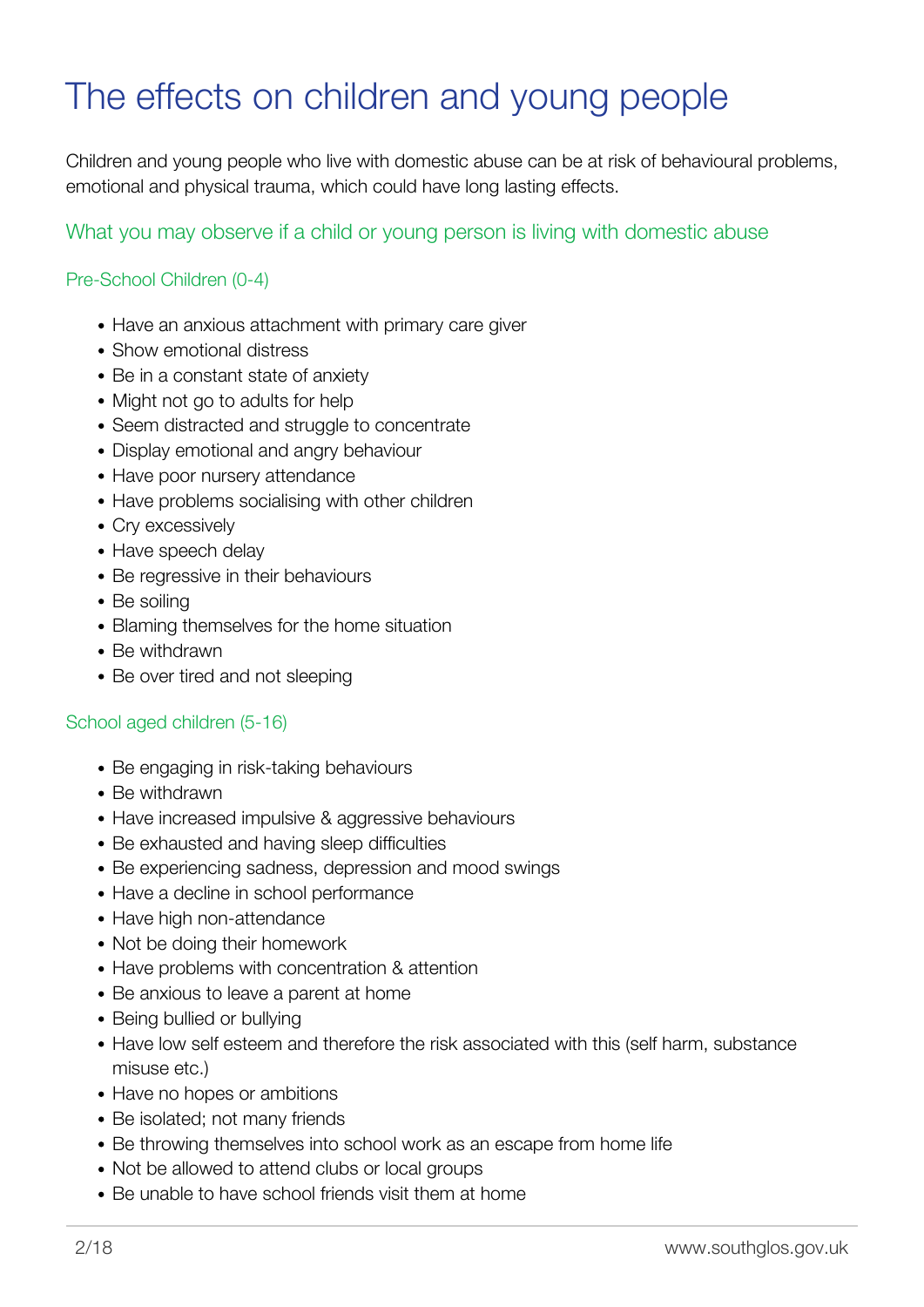# The effects on children and young people

Children and young people who live with domestic abuse can be at risk of behavioural problems, emotional and physical trauma, which could have long lasting effects.

## What you may observe if a child or young person is living with domestic abuse

### Pre-School Children (0-4)

- Have an anxious attachment with primary care giver
- Show emotional distress
- Be in a constant state of anxiety
- Might not go to adults for help
- Seem distracted and struggle to concentrate
- Display emotional and angry behaviour
- Have poor nursery attendance
- Have problems socialising with other children
- Cry excessively
- Have speech delay
- Be regressive in their behaviours
- Be soiling
- Blaming themselves for the home situation
- Be withdrawn
- Be over tired and not sleeping

### School aged children (5-16)

- Be engaging in risk-taking behaviours
- Be withdrawn
- Have increased impulsive & aggressive behaviours
- Be exhausted and having sleep difficulties
- Be experiencing sadness, depression and mood swings
- Have a decline in school performance
- Have high non-attendance
- Not be doing their homework
- Have problems with concentration & attention
- Be anxious to leave a parent at home
- Being bullied or bullying
- Have low self esteem and therefore the risk associated with this (self harm, substance misuse etc.)
- Have no hopes or ambitions
- Be isolated; not many friends
- Be throwing themselves into school work as an escape from home life
- Not be allowed to attend clubs or local groups
- Be unable to have school friends visit them at home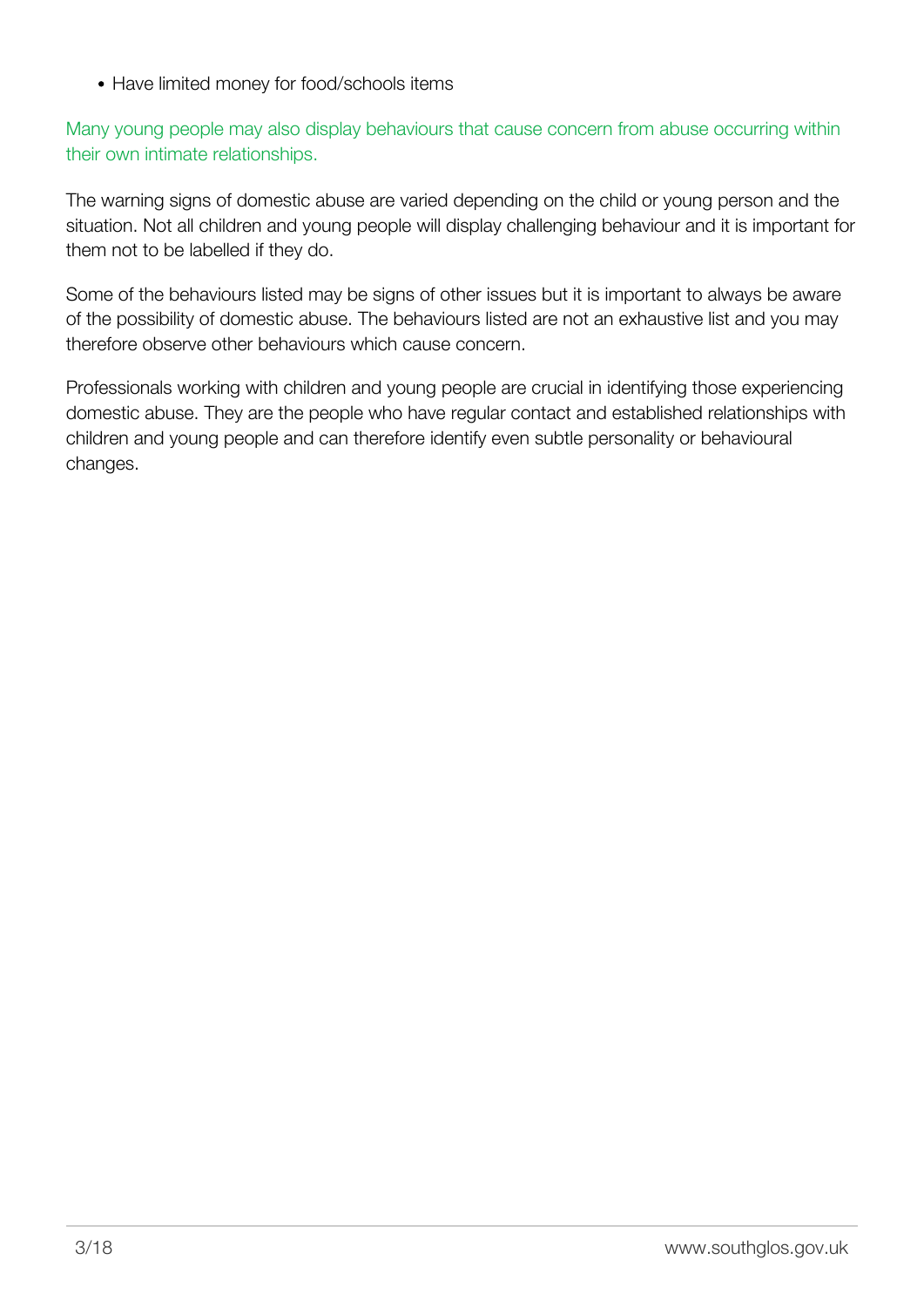- Have limited money for food/schools items

Many young people may also display behaviours that cause concern from abuse occurring within their own intimate relationships.

The warning signs of domestic abuse are varied depending on the child or young person and the situation. Not all children and young people will display challenging behaviour and it is important for them not to be labelled if they do.

Some of the behaviours listed may be signs of other issues but it is important to always be aware of the possibility of domestic abuse. The behaviours listed are not an exhaustive list and you may therefore observe other behaviours which cause concern.

Professionals working with children and young people are crucial in identifying those experiencing domestic abuse. They are the people who have regular contact and established relationships with children and young people and can therefore identify even subtle personality or behavioural changes.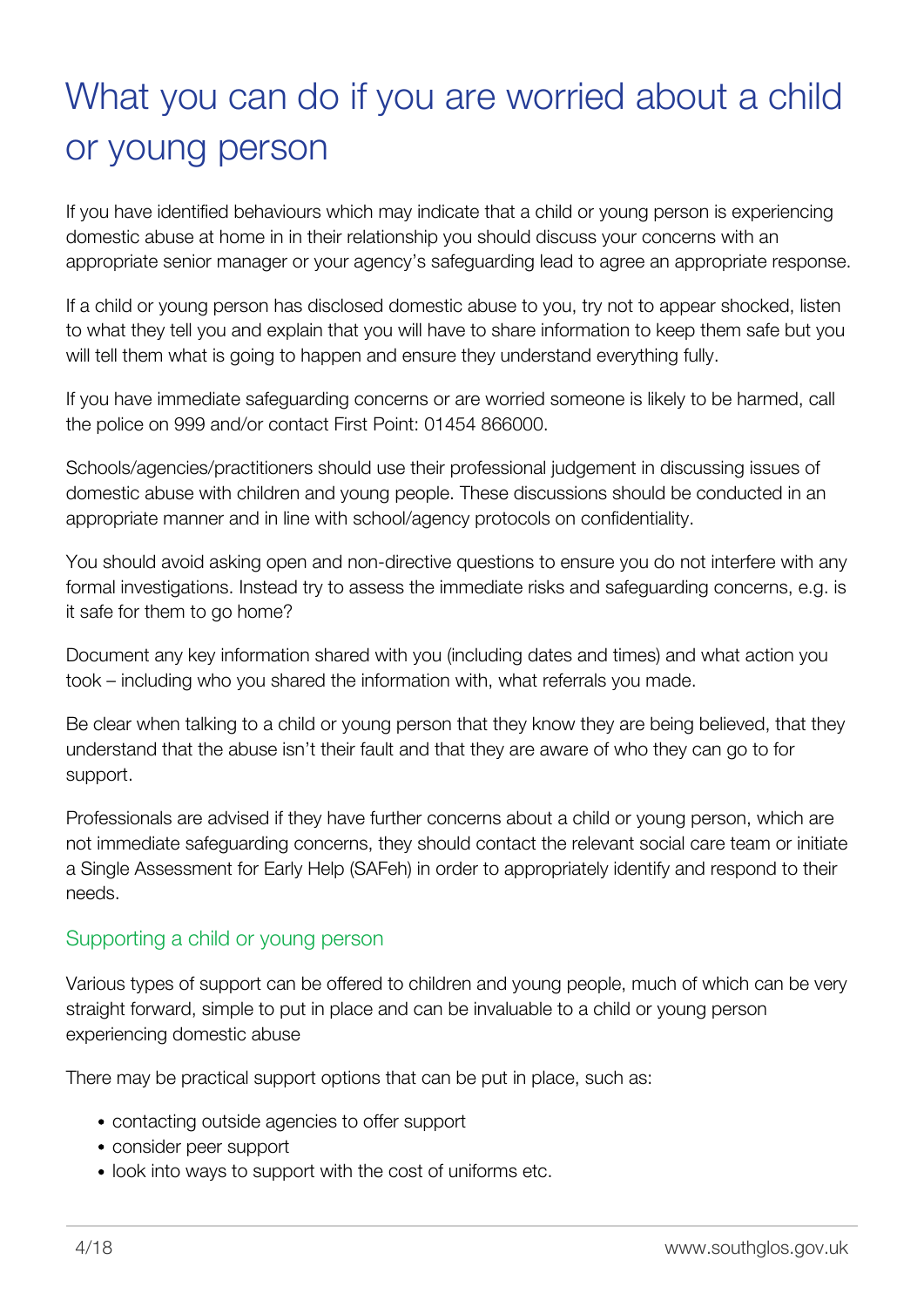# What you can do if you are worried about a child or young person

If you have identified behaviours which may indicate that a child or young person is experiencing domestic abuse at home in in their relationship you should discuss your concerns with an appropriate senior manager or your agency's safeguarding lead to agree an appropriate response.

If a child or young person has disclosed domestic abuse to you, try not to appear shocked, listen to what they tell you and explain that you will have to share information to keep them safe but you will tell them what is going to happen and ensure they understand everything fully.

If you have immediate safeguarding concerns or are worried someone is likely to be harmed, call the police on 999 and/or contact First Point: 01454 866000.

Schools/agencies/practitioners should use their professional judgement in discussing issues of domestic abuse with children and young people. These discussions should be conducted in an appropriate manner and in line with school/agency protocols on confidentiality.

You should avoid asking open and non-directive questions to ensure you do not interfere with any formal investigations. Instead try to assess the immediate risks and safeguarding concerns, e.g. is it safe for them to go home?

Document any key information shared with you (including dates and times) and what action you took – including who you shared the information with, what referrals you made.

Be clear when talking to a child or young person that they know they are being believed, that they understand that the abuse isn't their fault and that they are aware of who they can go to for support.

Professionals are advised if they have further concerns about a child or young person, which are not immediate safeguarding concerns, they should contact the relevant social care team or initiate a Single Assessment for Early Help (SAFeh) in order to appropriately identify and respond to their needs.

## Supporting a child or young person

Various types of support can be offered to children and young people, much of which can be very straight forward, simple to put in place and can be invaluable to a child or young person experiencing domestic abuse

There may be practical support options that can be put in place, such as:

- contacting outside agencies to offer support
- consider peer support
- look into ways to support with the cost of uniforms etc.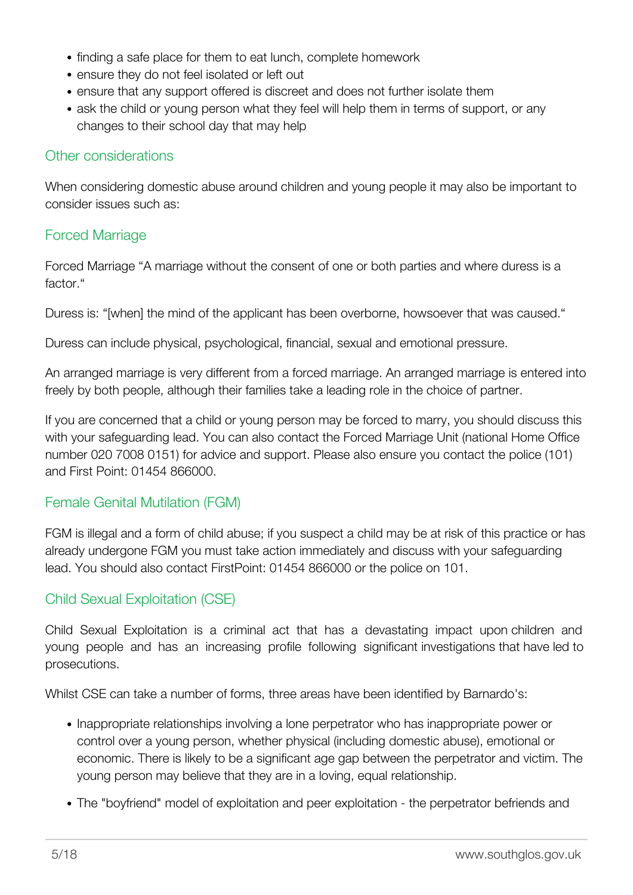- finding a safe place for them to eat lunch, complete homework
- ensure they do not feel isolated or left out
- ensure that any support offered is discreet and does not further isolate them
- ask the child or young person what they feel will help them in terms of support, or any changes to their school day that may help

## Other considerations

When considering domestic abuse around children and young people it may also be important to consider issues such as:

## Forced Marriage

Forced Marriage "A marriage without the consent of one or both parties and where duress is a factor."

Duress is: "[when] the mind of the applicant has been overborne, howsoever that was caused."

Duress can include physical, psychological, financial, sexual and emotional pressure.

An arranged marriage is very different from a forced marriage. An arranged marriage is entered into freely by both people, although their families take a leading role in the choice of partner.

If you are concerned that a child or young person may be forced to marry, you should discuss this with your safeguarding lead. You can also contact the Forced Marriage Unit (national Home Office number 020 7008 0151) for advice and support. Please also ensure you contact the police (101) and First Point: 01454 866000.

## Female Genital Mutilation (FGM)

FGM is illegal and a form of child abuse; if you suspect a child may be at risk of this practice or has already undergone FGM you must take action immediately and discuss with your safeguarding lead. You should also contact FirstPoint: 01454 866000 or the police on 101.

## Child Sexual Exploitation (CSE)

Child Sexual Exploitation is a criminal act that has a devastating impact upon children and young people and has an increasing profile following significant investigations that have led to prosecutions.

Whilst CSE can take a number of forms, three areas have been identified by Barnardo's:

- Inappropriate relationships involving a lone perpetrator who has inappropriate power or control over a young person, whether physical (including domestic abuse), emotional or economic. There is likely to be a significant age gap between the perpetrator and victim. The young person may believe that they are in a loving, equal relationship.
- The "boyfriend" model of exploitation and peer exploitation - the perpetrator befriends and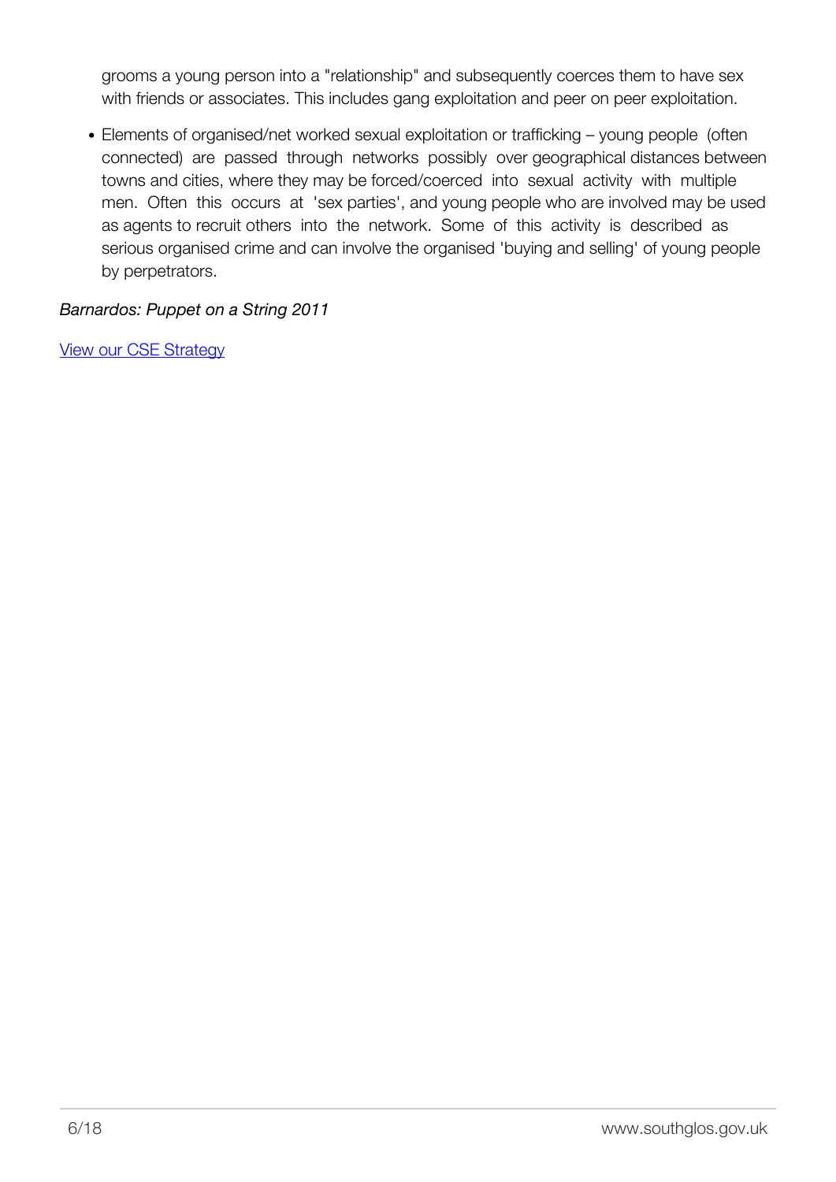grooms a young person into a "relationship" and subsequently coerces them to have sex with friends or associates. This includes gang exploitation and peer on peer exploitation.

- Elements of organised/net worked sexual exploitation or trafficking – young people (often connected) are passed through networks possibly over geographical distances between towns and cities, where they may be forced/coerced into sexual activity with multiple men. Often this occurs at 'sex parties', and young people who are involved may be used as agents to recruit others into the network. Some of this activity is described as serious organised crime and can involve the organised 'buying and selling' of young people by perpetrators.

*Barnardos: Puppet on a String 2011*

[View our CSE Strategy]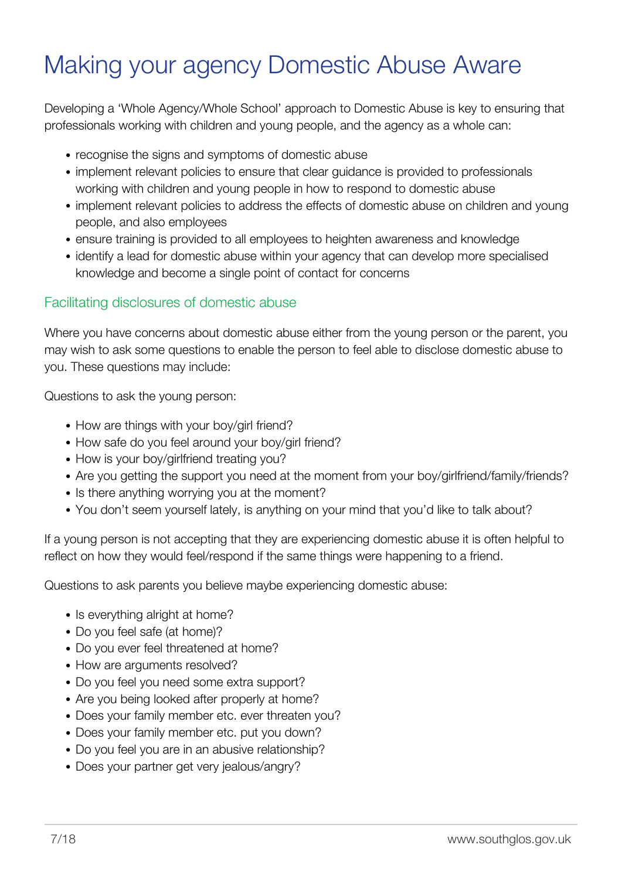# Making your agency Domestic Abuse Aware

Developing a 'Whole Agency/Whole School' approach to Domestic Abuse is key to ensuring that professionals working with children and young people, and the agency as a whole can:

- recognise the signs and symptoms of domestic abuse
- implement relevant policies to ensure that clear guidance is provided to professionals working with children and young people in how to respond to domestic abuse
- implement relevant policies to address the effects of domestic abuse on children and young people, and also employees
- ensure training is provided to all employees to heighten awareness and knowledge
- identify a lead for domestic abuse within your agency that can develop more specialised knowledge and become a single point of contact for concerns

## Facilitating disclosures of domestic abuse

Where you have concerns about domestic abuse either from the young person or the parent, you may wish to ask some questions to enable the person to feel able to disclose domestic abuse to you. These questions may include:

Questions to ask the young person:

- How are things with your boy/girl friend?
- How safe do you feel around your boy/girl friend?
- How is your boy/girlfriend treating you?
- Are you getting the support you need at the moment from your boy/girlfriend/family/friends?
- Is there anything worrying you at the moment?
- You don't seem yourself lately, is anything on your mind that you'd like to talk about?

If a young person is not accepting that they are experiencing domestic abuse it is often helpful to reflect on how they would feel/respond if the same things were happening to a friend.

Questions to ask parents you believe maybe experiencing domestic abuse:

- Is everything alright at home?
- Do you feel safe (at home)?
- Do you ever feel threatened at home?
- How are arguments resolved?
- Do you feel you need some extra support?
- Are you being looked after properly at home?
- Does your family member etc. ever threaten you?
- Does your family member etc. put you down?
- Do you feel you are in an abusive relationship?
- Does your partner get very jealous/angry?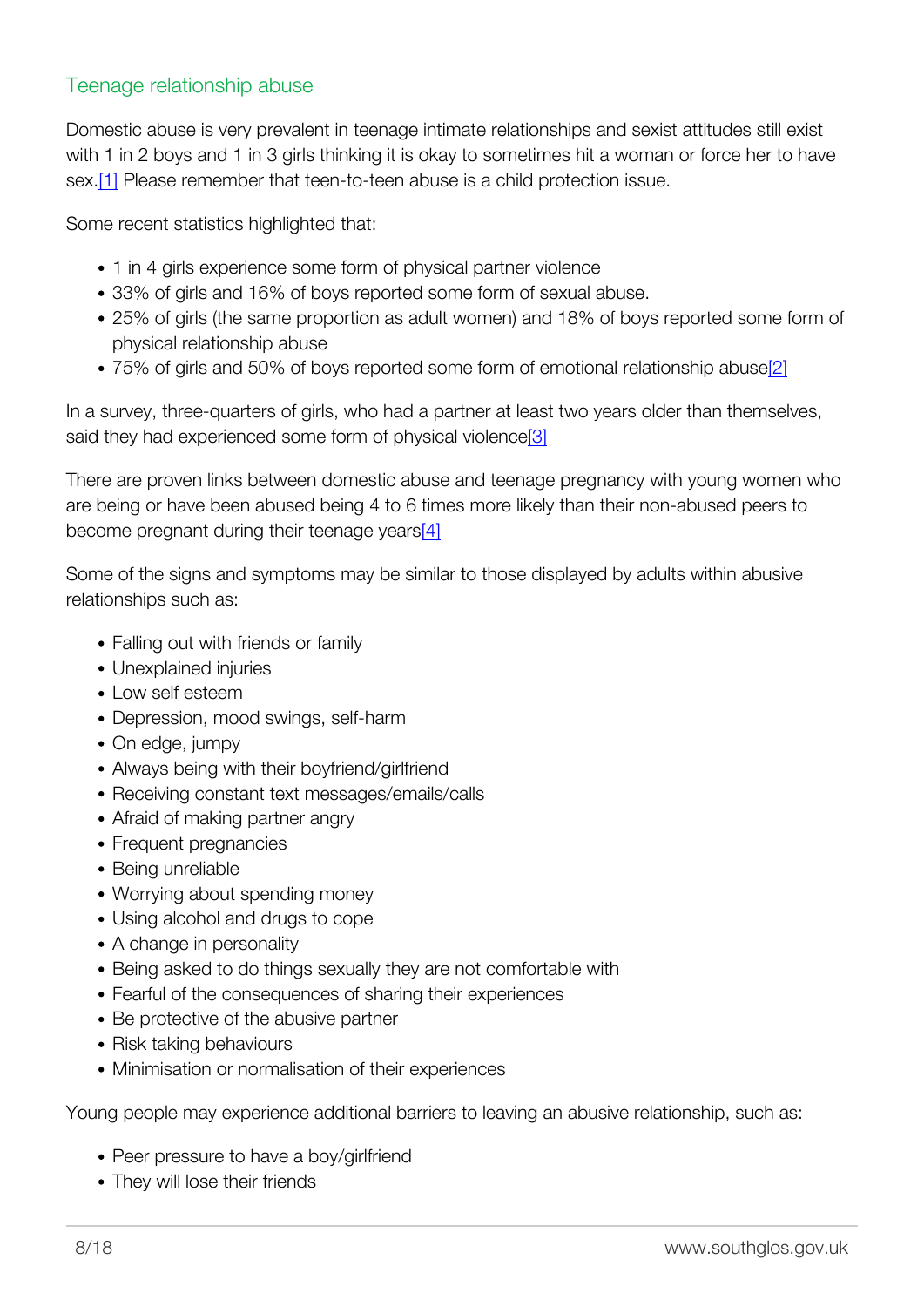## Teenage relationship abuse

Domestic abuse is very prevalent in teenage intimate relationships and sexist attitudes still exist with 1 in 2 boys and 1 in 3 girls thinking it is okay to sometimes hit a woman or force her to have sex.[1] Please remember that teen-to-teen abuse is a child protection issue.

Some recent statistics highlighted that:

- 1 in 4 girls experience some form of physical partner violence
- 33% of girls and 16% of boys reported some form of sexual abuse.
- 25% of girls (the same proportion as adult women) and 18% of boys reported some form of physical relationship abuse
- 75% of girls and 50% of boys reported some form of emotional relationship abuse[2]

In a survey, three-quarters of girls, who had a partner at least two years older than themselves, said they had experienced some form of physical violence[3]

There are proven links between domestic abuse and teenage pregnancy with young women who are being or have been abused being 4 to 6 times more likely than their non-abused peers to become pregnant during their teenage years[4]

Some of the signs and symptoms may be similar to those displayed by adults within abusive relationships such as:

- Falling out with friends or family
- Unexplained injuries
- Low self esteem
- Depression, mood swings, self-harm
- On edge, jumpy
- Always being with their boyfriend/girlfriend
- Receiving constant text messages/emails/calls
- Afraid of making partner angry
- Frequent pregnancies
- Being unreliable
- Worrying about spending money
- Using alcohol and drugs to cope
- A change in personality
- Being asked to do things sexually they are not comfortable with
- Fearful of the consequences of sharing their experiences
- Be protective of the abusive partner
- Risk taking behaviours
- Minimisation or normalisation of their experiences

Young people may experience additional barriers to leaving an abusive relationship, such as:

- Peer pressure to have a boy/girlfriend
- They will lose their friends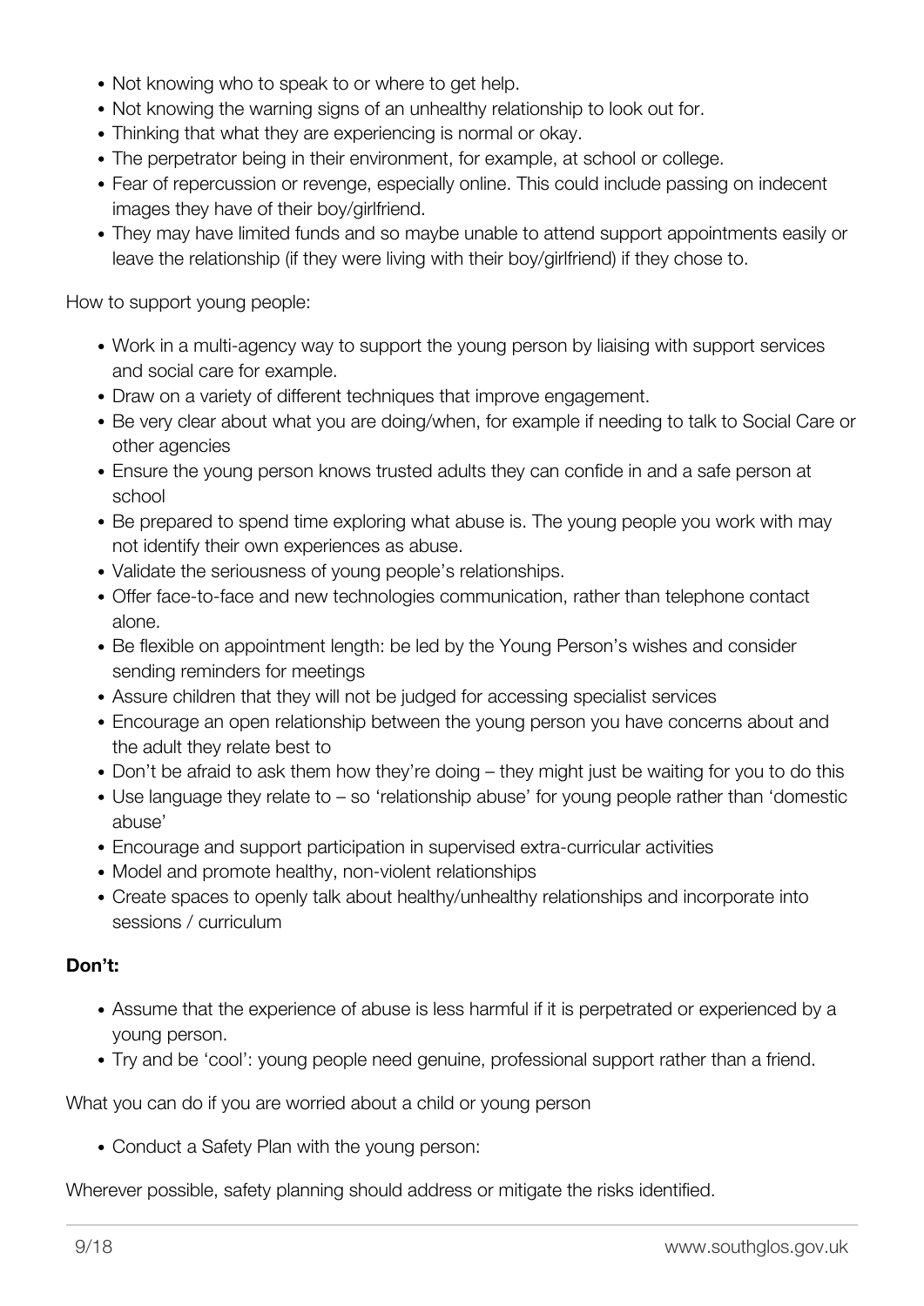- Not knowing who to speak to or where to get help.
- Not knowing the warning signs of an unhealthy relationship to look out for.
- Thinking that what they are experiencing is normal or okay.
- The perpetrator being in their environment, for example, at school or college.
- Fear of repercussion or revenge, especially online. This could include passing on indecent images they have of their boy/girlfriend.
- They may have limited funds and so maybe unable to attend support appointments easily or leave the relationship (if they were living with their boy/girlfriend) if they chose to.

How to support young people:

- Work in a multi-agency way to support the young person by liaising with support services and social care for example.
- Draw on a variety of different techniques that improve engagement.
- Be very clear about what you are doing/when, for example if needing to talk to Social Care or other agencies
- Ensure the young person knows trusted adults they can confide in and a safe person at school
- Be prepared to spend time exploring what abuse is. The young people you work with may not identify their own experiences as abuse.
- Validate the seriousness of young people's relationships.
- Offer face-to-face and new technologies communication, rather than telephone contact alone.
- Be flexible on appointment length: be led by the Young Person's wishes and consider sending reminders for meetings
- Assure children that they will not be judged for accessing specialist services
- Encourage an open relationship between the young person you have concerns about and the adult they relate best to
- Don't be afraid to ask them how they're doing – they might just be waiting for you to do this
- Use language they relate to – so 'relationship abuse' for young people rather than 'domestic abuse'
- Encourage and support participation in supervised extra-curricular activities
- Model and promote healthy, non-violent relationships
- Create spaces to openly talk about healthy/unhealthy relationships and incorporate into sessions / curriculum

**Don't:**

- Assume that the experience of abuse is less harmful if it is perpetrated or experienced by a young person.
- Try and be 'cool': young people need genuine, professional support rather than a friend.

What you can do if you are worried about a child or young person

- Conduct a Safety Plan with the young person:

Wherever possible, safety planning should address or mitigate the risks identified.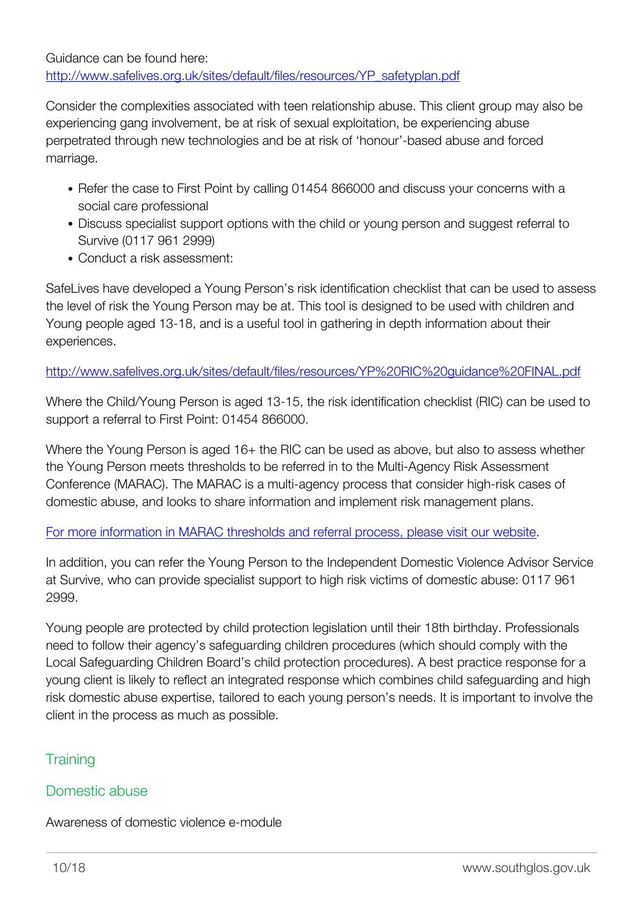Guidance can be found here:
[http://www.safelives.org.uk/sites/default/files/resources/YP_safetyplan.pdf](http://www.safelives.org.uk/sites/default/files/resources/YP_safetyplan.pdf)

Consider the complexities associated with teen relationship abuse. This client group may also be experiencing gang involvement, be at risk of sexual exploitation, be experiencing abuse perpetrated through new technologies and be at risk of 'honour'-based abuse and forced marriage.

- Refer the case to First Point by calling 01454 866000 and discuss your concerns with a social care professional
- Discuss specialist support options with the child or young person and suggest referral to Survive (0117 961 2999)
- Conduct a risk assessment:

SafeLives have developed a Young Person's risk identification checklist that can be used to assess the level of risk the Young Person may be at. This tool is designed to be used with children and Young people aged 13-18, and is a useful tool in gathering in depth information about their experiences.

[http://www.safelives.org.uk/sites/default/files/resources/YP%20RIC%20guidance%20FINAL.pdf](http://www.safelives.org.uk/sites/default/files/resources/YP%20RIC%20guidance%20FINAL.pdf)

Where the Child/Young Person is aged 13-15, the risk identification checklist (RIC) can be used to support a referral to First Point: 01454 866000.

Where the Young Person is aged 16+ the RIC can be used as above, but also to assess whether the Young Person meets thresholds to be referred in to the Multi-Agency Risk Assessment Conference (MARAC). The MARAC is a multi-agency process that consider high-risk cases of domestic abuse, and looks to share information and implement risk management plans.

For more information in MARAC thresholds and referral process, please visit our website.

In addition, you can refer the Young Person to the Independent Domestic Violence Advisor Service at Survive, who can provide specialist support to high risk victims of domestic abuse: 0117 961 2999.

Young people are protected by child protection legislation until their 18th birthday. Professionals need to follow their agency's safeguarding children procedures (which should comply with the Local Safeguarding Children Board's child protection procedures). A best practice response for a young client is likely to reflect an integrated response which combines child safeguarding and high risk domestic abuse expertise, tailored to each young person's needs. It is important to involve the client in the process as much as possible.

## Training

### Domestic abuse

Awareness of domestic violence e-module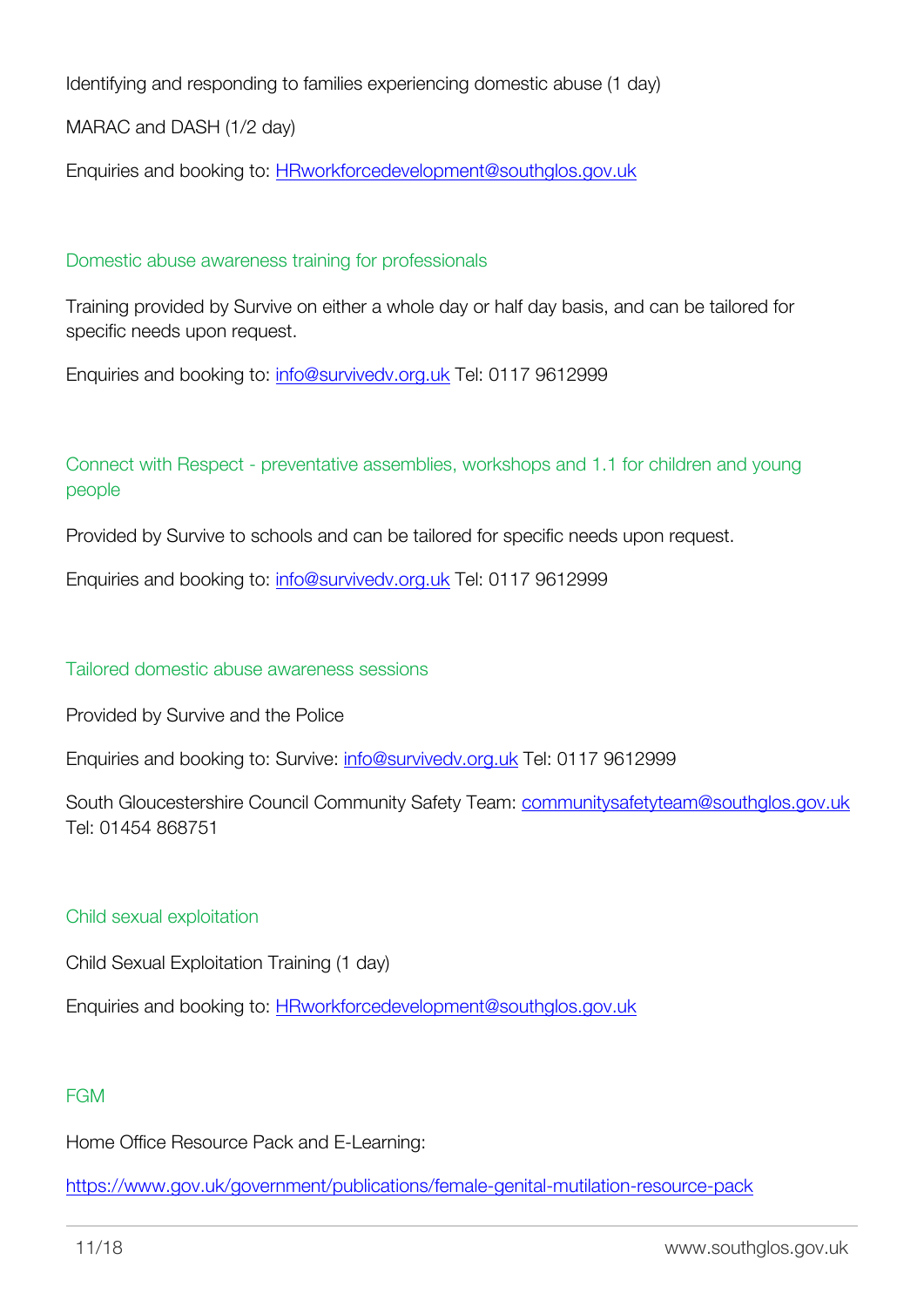Identifying and responding to families experiencing domestic abuse (1 day)

MARAC and DASH (1/2 day)

Enquiries and booking to: [HRworkforcedevelopment@southglos.gov.uk](mailto:HRworkforcedevelopment@southglos.gov.uk)

### Domestic abuse awareness training for professionals

Training provided by Survive on either a whole day or half day basis, and can be tailored for specific needs upon request.

Enquiries and booking to: [info@survivedv.org.uk](mailto:info@survivedv.org.uk) Tel: 0117 9612999

### Connect with Respect - preventative assemblies, workshops and 1.1 for children and young people

Provided by Survive to schools and can be tailored for specific needs upon request.

Enquiries and booking to: [info@survivedv.org.uk](mailto:info@survivedv.org.uk) Tel: 0117 9612999

### Tailored domestic abuse awareness sessions

Provided by Survive and the Police

Enquiries and booking to: Survive: [info@survivedv.org.uk](mailto:info@survivedv.org.uk) Tel: 0117 9612999

South Gloucestershire Council Community Safety Team: [communitysafetyteam@southglos.gov.uk](mailto:communitysafetyteam@southglos.gov.uk) Tel: 01454 868751

### Child sexual exploitation

Child Sexual Exploitation Training (1 day)

Enquiries and booking to: [HRworkforcedevelopment@southglos.gov.uk](mailto:HRworkforcedevelopment@southglos.gov.uk)

### FGM

Home Office Resource Pack and E-Learning:

[https://www.gov.uk/government/publications/female-genital-mutilation-resource-pack](https://www.gov.uk/government/publications/female-genital-mutilation-resource-pack)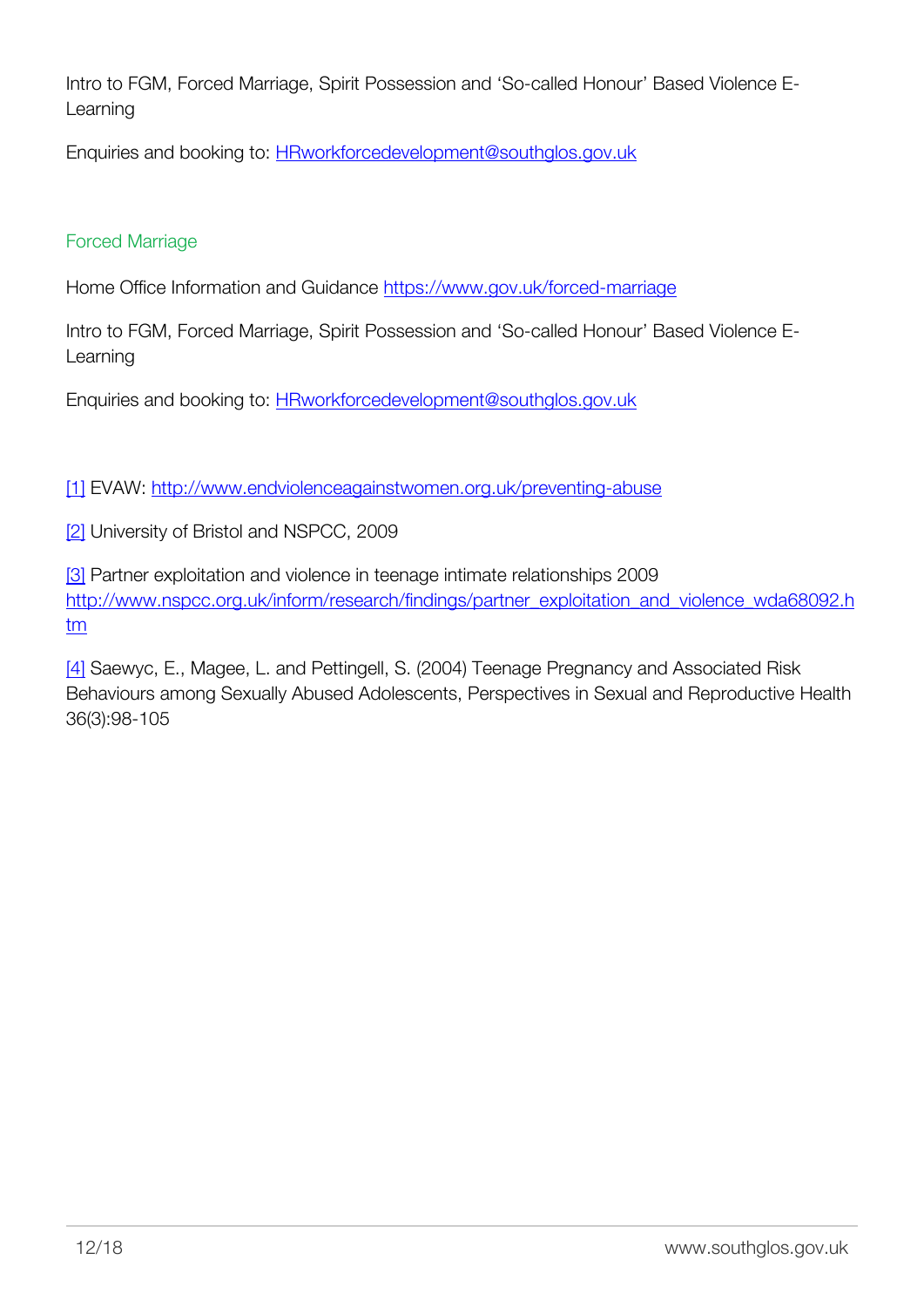Intro to FGM, Forced Marriage, Spirit Possession and 'So-called Honour' Based Violence E-Learning

Enquiries and booking to: [HRworkforcedevelopment@southglos.gov.uk](mailto:HRworkforcedevelopment@southglos.gov.uk)

### Forced Marriage

Home Office Information and Guidance [https://www.gov.uk/forced-marriage](https://www.gov.uk/forced-marriage)

Intro to FGM, Forced Marriage, Spirit Possession and 'So-called Honour' Based Violence E-Learning

Enquiries and booking to: [HRworkforcedevelopment@southglos.gov.uk](mailto:HRworkforcedevelopment@southglos.gov.uk)

[1] EVAW: [http://www.endviolenceagainstwomen.org.uk/preventing-abuse](http://www.endviolenceagainstwomen.org.uk/preventing-abuse)

[2] University of Bristol and NSPCC, 2009

[3] Partner exploitation and violence in teenage intimate relationships 2009 [http://www.nspcc.org.uk/inform/research/findings/partner_exploitation_and_violence_wda68092.htm](http://www.nspcc.org.uk/inform/research/findings/partner_exploitation_and_violence_wda68092.htm)

[4] Saewyc, E., Magee, L. and Pettingell, S. (2004) Teenage Pregnancy and Associated Risk Behaviours among Sexually Abused Adolescents, Perspectives in Sexual and Reproductive Health 36(3):98-105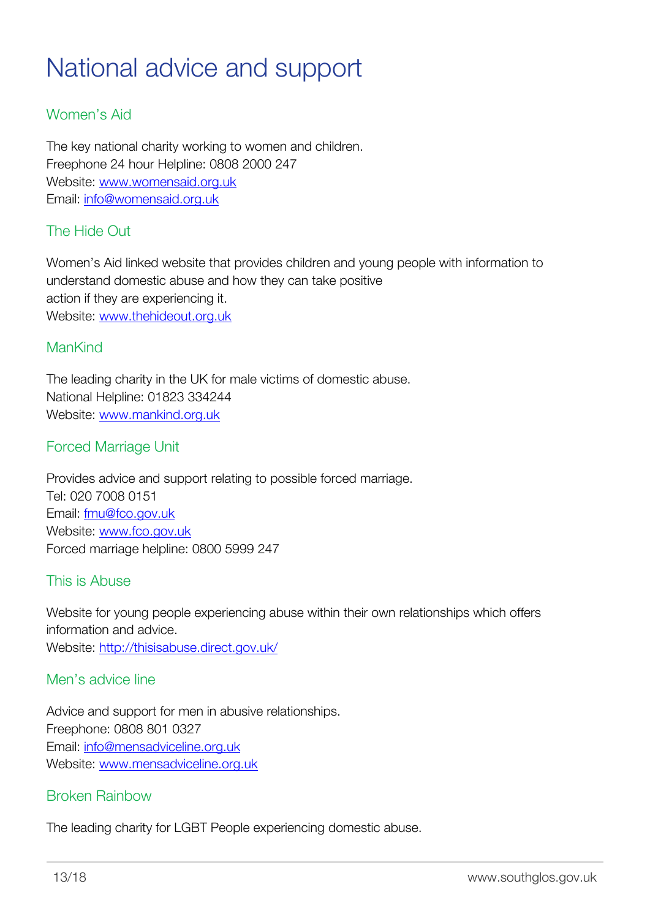# National advice and support

## Women's Aid

The key national charity working to women and children.
Freephone 24 hour Helpline: 0808 2000 247
Website: www.womensaid.org.uk
Email: info@womensaid.org.uk

## The Hide Out

Women's Aid linked website that provides children and young people with information to understand domestic abuse and how they can take positive action if they are experiencing it.
Website: www.thehideout.org.uk

## ManKind

The leading charity in the UK for male victims of domestic abuse.
National Helpline: 01823 334244
Website: www.mankind.org.uk

## Forced Marriage Unit

Provides advice and support relating to possible forced marriage.
Tel: 020 7008 0151
Email: fmu@fco.gov.uk
Website: www.fco.gov.uk
Forced marriage helpline: 0800 5999 247

## This is Abuse

Website for young people experiencing abuse within their own relationships which offers information and advice.
Website: http://thisisabuse.direct.gov.uk/

## Men's advice line

Advice and support for men in abusive relationships.
Freephone: 0808 801 0327
Email: info@mensadviceline.org.uk
Website: www.mensadviceline.org.uk

## Broken Rainbow

The leading charity for LGBT People experiencing domestic abuse.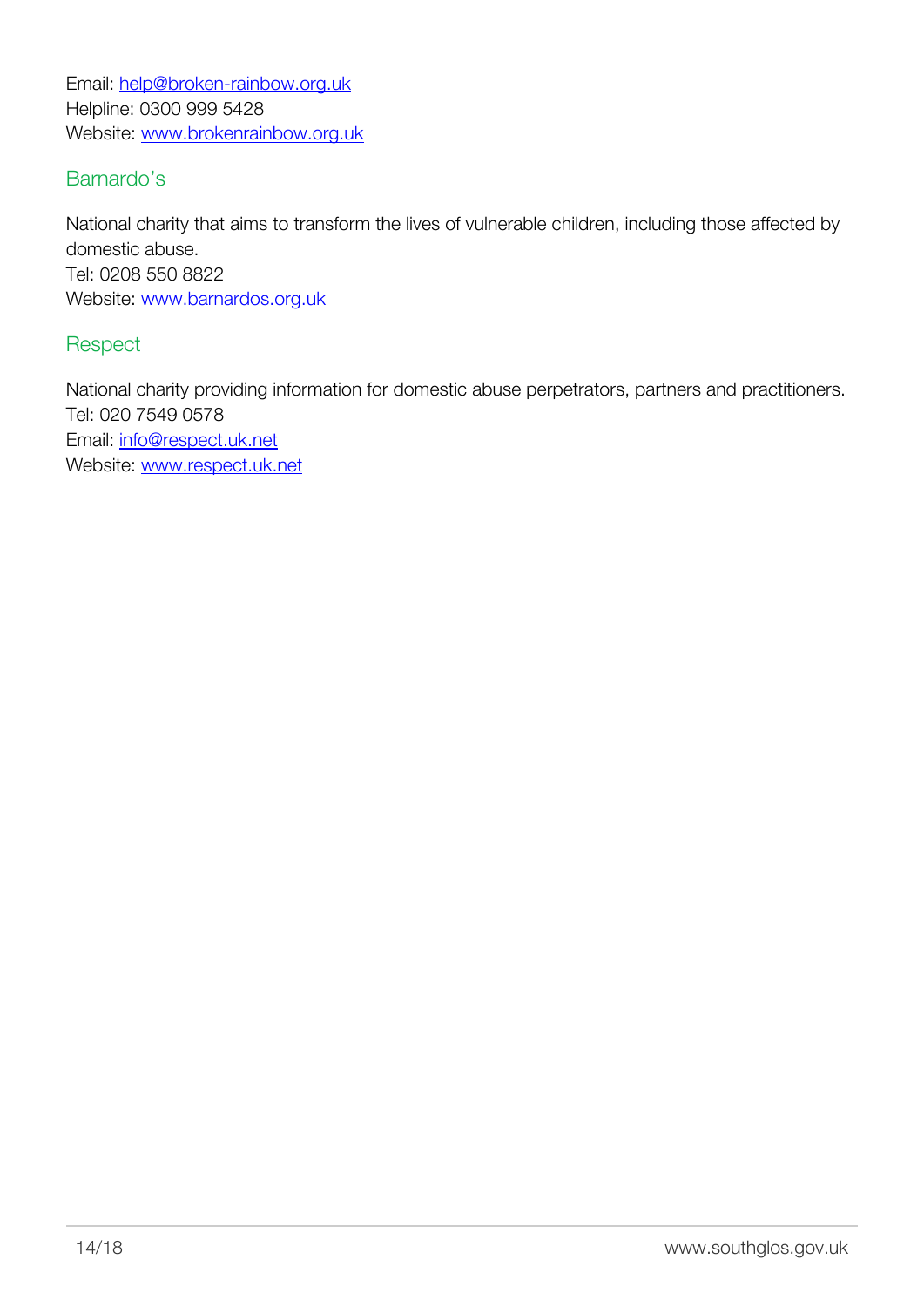Email: help@broken-rainbow.org.uk
Helpline: 0300 999 5428
Website: www.brokenrainbow.org.uk

### Barnardo's

National charity that aims to transform the lives of vulnerable children, including those affected by domestic abuse.
Tel: 0208 550 8822
Website: www.barnardos.org.uk

### Respect

National charity providing information for domestic abuse perpetrators, partners and practitioners.
Tel: 020 7549 0578
Email: info@respect.uk.net
Website: www.respect.uk.net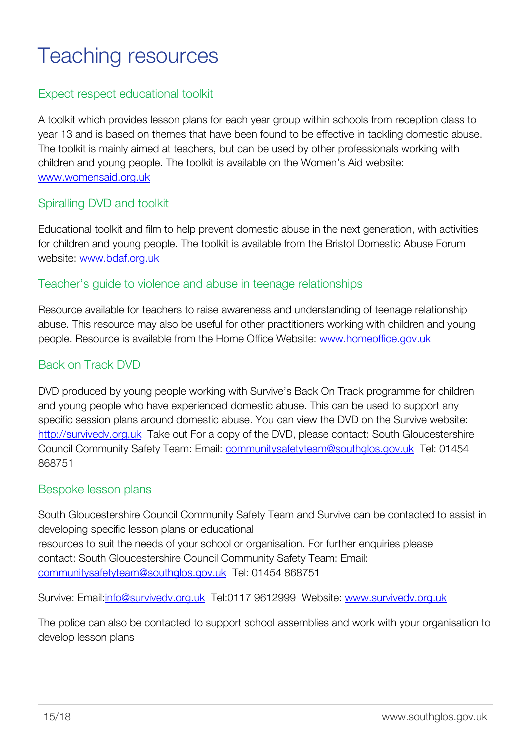# Teaching resources

## Expect respect educational toolkit

A toolkit which provides lesson plans for each year group within schools from reception class to year 13 and is based on themes that have been found to be effective in tackling domestic abuse. The toolkit is mainly aimed at teachers, but can be used by other professionals working with children and young people. The toolkit is available on the Women's Aid website: www.womensaid.org.uk

## Spiralling DVD and toolkit

Educational toolkit and film to help prevent domestic abuse in the next generation, with activities for children and young people. The toolkit is available from the Bristol Domestic Abuse Forum website: www.bdaf.org.uk

## Teacher's guide to violence and abuse in teenage relationships

Resource available for teachers to raise awareness and understanding of teenage relationship abuse. This resource may also be useful for other practitioners working with children and young people. Resource is available from the Home Office Website: www.homeoffice.gov.uk

## Back on Track DVD

DVD produced by young people working with Survive's Back On Track programme for children and young people who have experienced domestic abuse. This can be used to support any specific session plans around domestic abuse. You can view the DVD on the Survive website: http://survivedv.org.uk Take out For a copy of the DVD, please contact: South Gloucestershire Council Community Safety Team: Email: communitysafetyteam@southglos.gov.uk Tel: 01454 868751

## Bespoke lesson plans

South Gloucestershire Council Community Safety Team and Survive can be contacted to assist in developing specific lesson plans or educational resources to suit the needs of your school or organisation. For further enquiries please contact: South Gloucestershire Council Community Safety Team: Email: communitysafetyteam@southglos.gov.uk Tel: 01454 868751

Survive: Email:info@survivedv.org.uk Tel:0117 9612999 Website: www.survivedv.org.uk

The police can also be contacted to support school assemblies and work with your organisation to develop lesson plans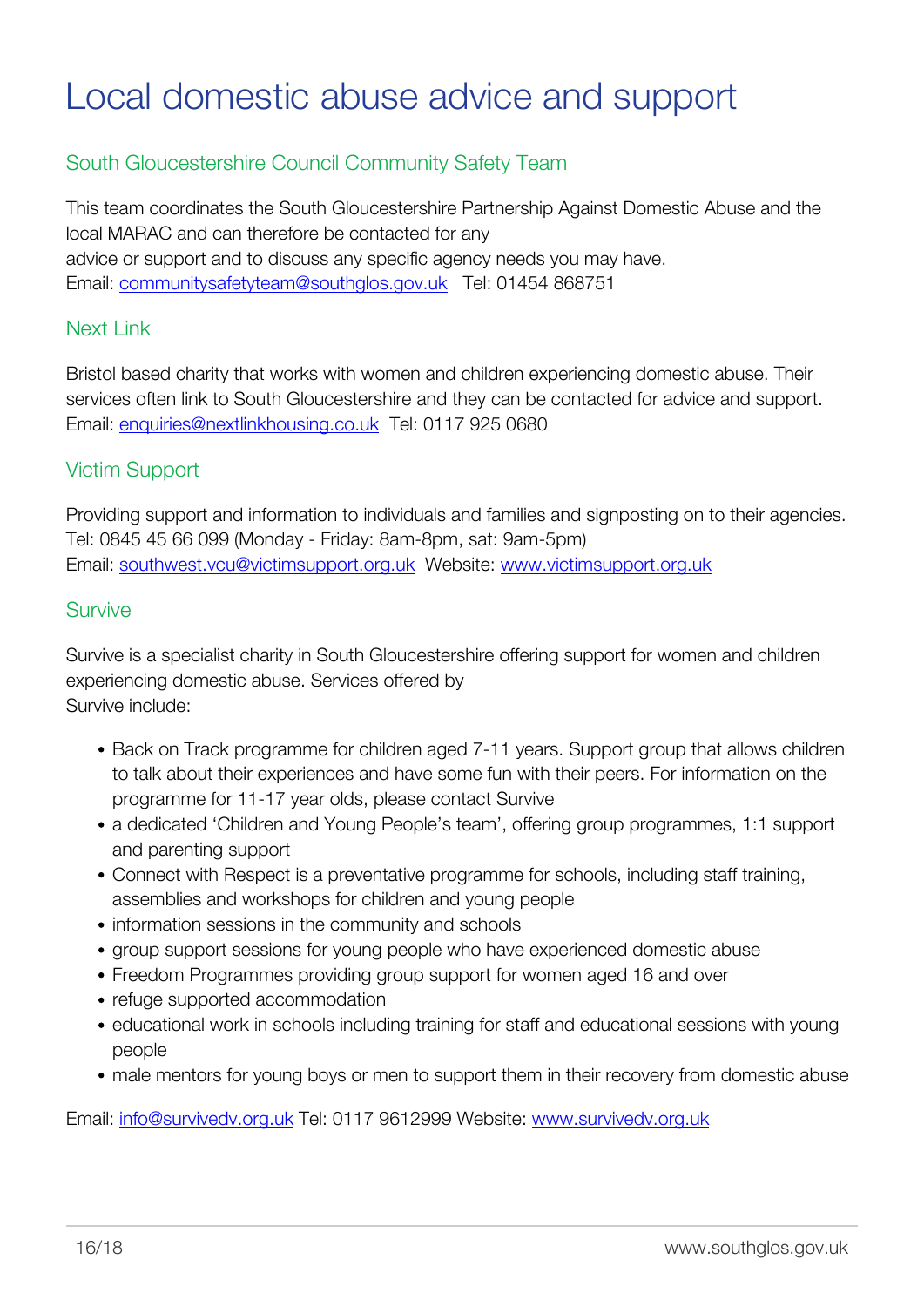# Local domestic abuse advice and support

## South Gloucestershire Council Community Safety Team

This team coordinates the South Gloucestershire Partnership Against Domestic Abuse and the local MARAC and can therefore be contacted for any
advice or support and to discuss any specific agency needs you may have.
Email: communitysafetyteam@southglos.gov.uk   Tel: 01454 868751

## Next Link

Bristol based charity that works with women and children experiencing domestic abuse. Their services often link to South Gloucestershire and they can be contacted for advice and support.
Email: enquiries@nextlinkhousing.co.uk  Tel: 0117 925 0680

## Victim Support

Providing support and information to individuals and families and signposting on to their agencies.
Tel: 0845 45 66 099 (Monday - Friday: 8am-8pm, sat: 9am-5pm)
Email: southwest.vcu@victimsupport.org.uk  Website: www.victimsupport.org.uk

## Survive

Survive is a specialist charity in South Gloucestershire offering support for women and children experiencing domestic abuse. Services offered by
Survive include:

- Back on Track programme for children aged 7-11 years. Support group that allows children to talk about their experiences and have some fun with their peers. For information on the programme for 11-17 year olds, please contact Survive
- a dedicated 'Children and Young People's team', offering group programmes, 1:1 support and parenting support
- Connect with Respect is a preventative programme for schools, including staff training, assemblies and workshops for children and young people
- information sessions in the community and schools
- group support sessions for young people who have experienced domestic abuse
- Freedom Programmes providing group support for women aged 16 and over
- refuge supported accommodation
- educational work in schools including training for staff and educational sessions with young people
- male mentors for young boys or men to support them in their recovery from domestic abuse

Email: info@survivedv.org.uk Tel: 0117 9612999 Website: www.survivedv.org.uk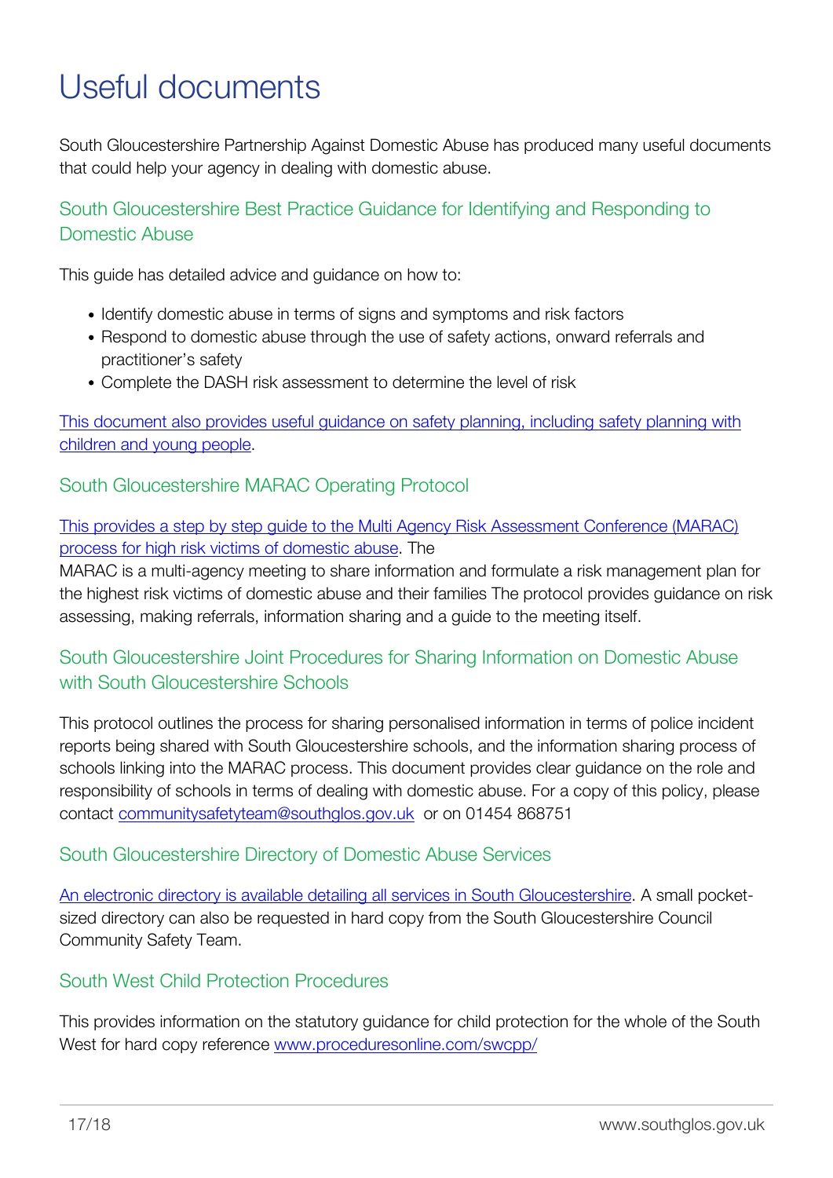# Useful documents

South Gloucestershire Partnership Against Domestic Abuse has produced many useful documents that could help your agency in dealing with domestic abuse.

## South Gloucestershire Best Practice Guidance for Identifying and Responding to Domestic Abuse

This guide has detailed advice and guidance on how to:

- Identify domestic abuse in terms of signs and symptoms and risk factors
- Respond to domestic abuse through the use of safety actions, onward referrals and practitioner's safety
- Complete the DASH risk assessment to determine the level of risk

This document also provides useful guidance on safety planning, including safety planning with children and young people.

## South Gloucestershire MARAC Operating Protocol

This provides a step by step guide to the Multi Agency Risk Assessment Conference (MARAC) process for high risk victims of domestic abuse. The MARAC is a multi-agency meeting to share information and formulate a risk management plan for the highest risk victims of domestic abuse and their families The protocol provides guidance on risk assessing, making referrals, information sharing and a guide to the meeting itself.

## South Gloucestershire Joint Procedures for Sharing Information on Domestic Abuse with South Gloucestershire Schools

This protocol outlines the process for sharing personalised information in terms of police incident reports being shared with South Gloucestershire schools, and the information sharing process of schools linking into the MARAC process. This document provides clear guidance on the role and responsibility of schools in terms of dealing with domestic abuse. For a copy of this policy, please contact communitysafetyteam@southglos.gov.uk or on 01454 868751

## South Gloucestershire Directory of Domestic Abuse Services

An electronic directory is available detailing all services in South Gloucestershire. A small pocket-sized directory can also be requested in hard copy from the South Gloucestershire Council Community Safety Team.

## South West Child Protection Procedures

This provides information on the statutory guidance for child protection for the whole of the South West for hard copy reference www.proceduresonline.com/swcpp/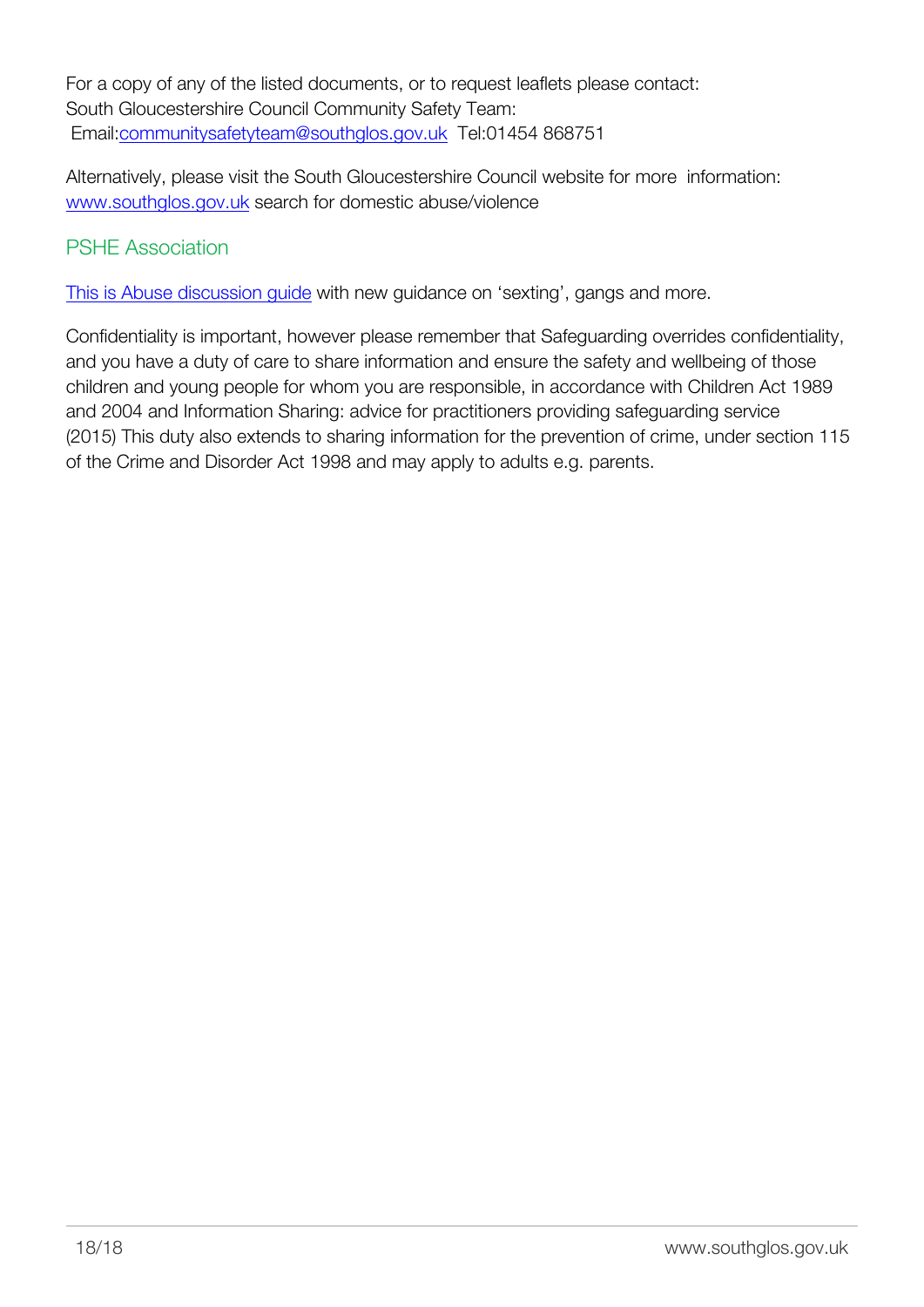For a copy of any of the listed documents, or to request leaflets please contact:
South Gloucestershire Council Community Safety Team:
Email:communitysafetyteam@southglos.gov.uk Tel:01454 868751

Alternatively, please visit the South Gloucestershire Council website for more information: www.southglos.gov.uk search for domestic abuse/violence

## PSHE Association

This is Abuse discussion guide with new guidance on 'sexting', gangs and more.

Confidentiality is important, however please remember that Safeguarding overrides confidentiality, and you have a duty of care to share information and ensure the safety and wellbeing of those children and young people for whom you are responsible, in accordance with Children Act 1989 and 2004 and Information Sharing: advice for practitioners providing safeguarding service (2015) This duty also extends to sharing information for the prevention of crime, under section 115 of the Crime and Disorder Act 1998 and may apply to adults e.g. parents.